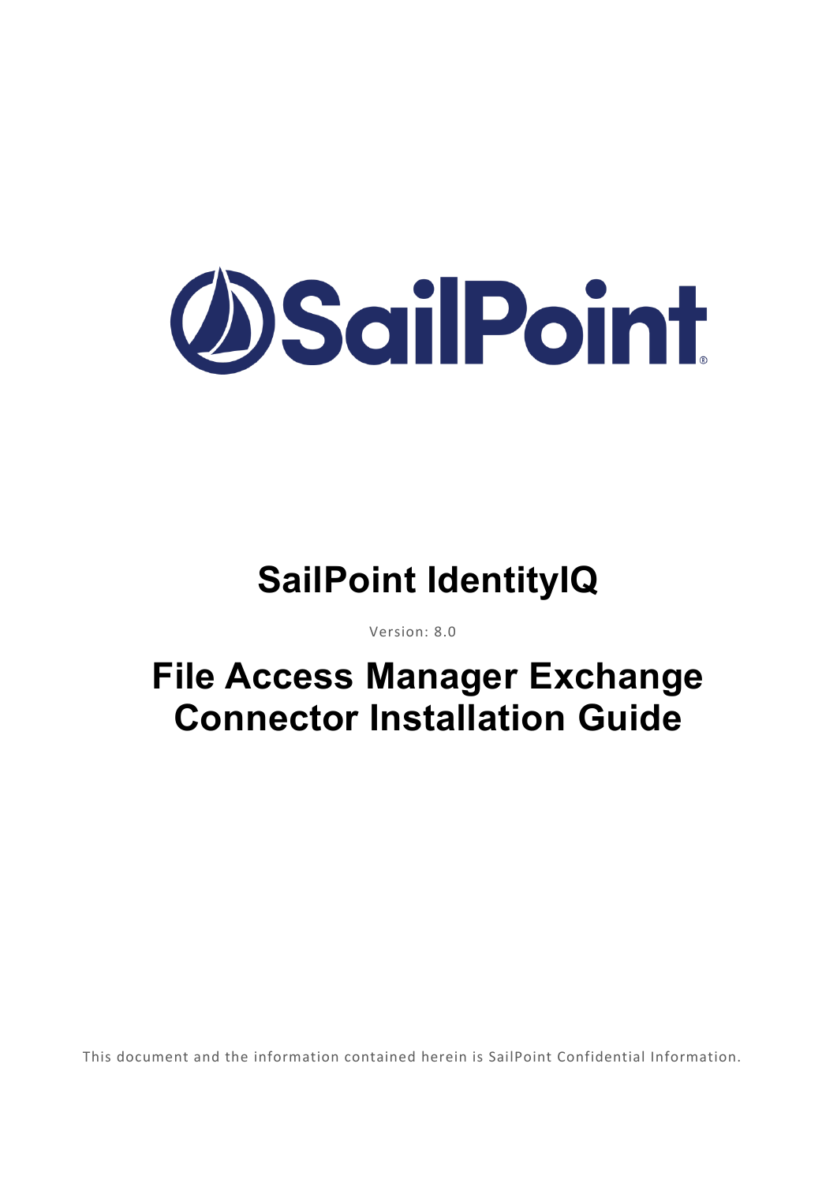# SailPoint IdentityIQ

Version: 8.0

# File Access Manager Exchange Connector Installation Guide

This document and the information contained herein is SailPoint Confidential Information.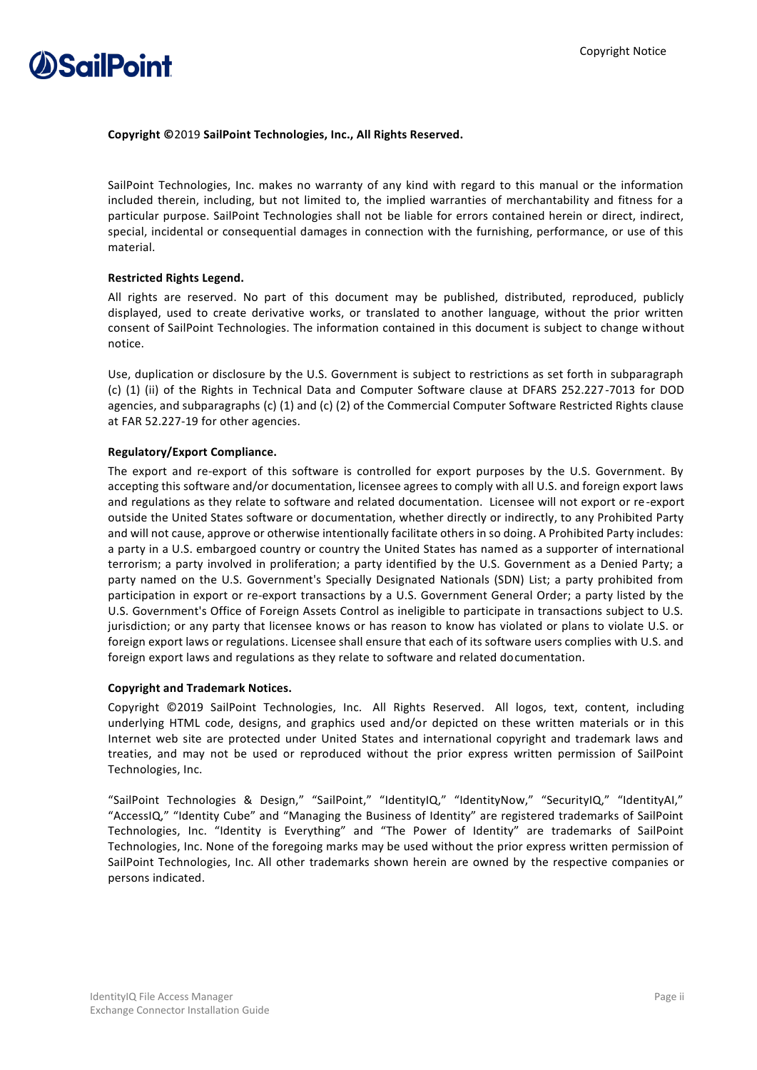**Copyright ©**2019 **SailPoint Technologies, Inc., All Rights Reserved.**

SailPoint Technologies, Inc. makes no warranty of any kind with regard to this manual or the information included therein, including, but not limited to, the implied warranties of merchantability and fitness for a particular purpose. SailPoint Technologies shall not be liable for errors contained herein or direct, indirect, special, incidental or consequential damages in connection with the furnishing, performance, or use of this material.

**Restricted Rights Legend.**

All rights are reserved. No part of this document may be published, distributed, reproduced, publicly displayed, used to create derivative works, or translated to another language, without the prior written consent of SailPoint Technologies. The information contained in this document is subject to change without notice.

Use, duplication or disclosure by the U.S. Government is subject to restrictions as set forth in subparagraph (c) (1) (ii) of the Rights in Technical Data and Computer Software clause at DFARS 252.227-7013 for DOD agencies, and subparagraphs (c) (1) and (c) (2) of the Commercial Computer Software Restricted Rights clause at FAR 52.227-19 for other agencies.

**Regulatory/Export Compliance.**

The export and re-export of this software is controlled for export purposes by the U.S. Government. By accepting this software and/or documentation, licensee agrees to comply with all U.S. and foreign export laws and regulations as they relate to software and related documentation. Licensee will not export or re-export outside the United States software or documentation, whether directly or indirectly, to any Prohibited Party and will not cause, approve or otherwise intentionally facilitate others in so doing. A Prohibited Party includes: a party in a U.S. embargoed country or country the United States has named as a supporter of international terrorism; a party involved in proliferation; a party identified by the U.S. Government as a Denied Party; a party named on the U.S. Government's Specially Designated Nationals (SDN) List; a party prohibited from participation in export or re-export transactions by a U.S. Government General Order; a party listed by the U.S. Government's Office of Foreign Assets Control as ineligible to participate in transactions subject to U.S. jurisdiction; or any party that licensee knows or has reason to know has violated or plans to violate U.S. or foreign export laws or regulations. Licensee shall ensure that each of its software users complies with U.S. and foreign export laws and regulations as they relate to software and related documentation.

**Copyright and Trademark Notices.**

Copyright ©2019 SailPoint Technologies, Inc. All Rights Reserved. All logos, text, content, including underlying HTML code, designs, and graphics used and/or depicted on these written materials or in this Internet web site are protected under United States and international copyright and trademark laws and treaties, and may not be used or reproduced without the prior express written permission of SailPoint Technologies, Inc.

"SailPoint Technologies & Design," "SailPoint," "IdentityIQ," "IdentityNow," "SecurityIQ," "IdentityAI," "AccessIQ," "Identity Cube" and "Managing the Business of Identity" are registered trademarks of SailPoint Technologies, Inc. "Identity is Everything" and "The Power of Identity" are trademarks of SailPoint Technologies, Inc. None of the foregoing marks may be used without the prior express written permission of SailPoint Technologies, Inc. All other trademarks shown herein are owned by the respective companies or persons indicated.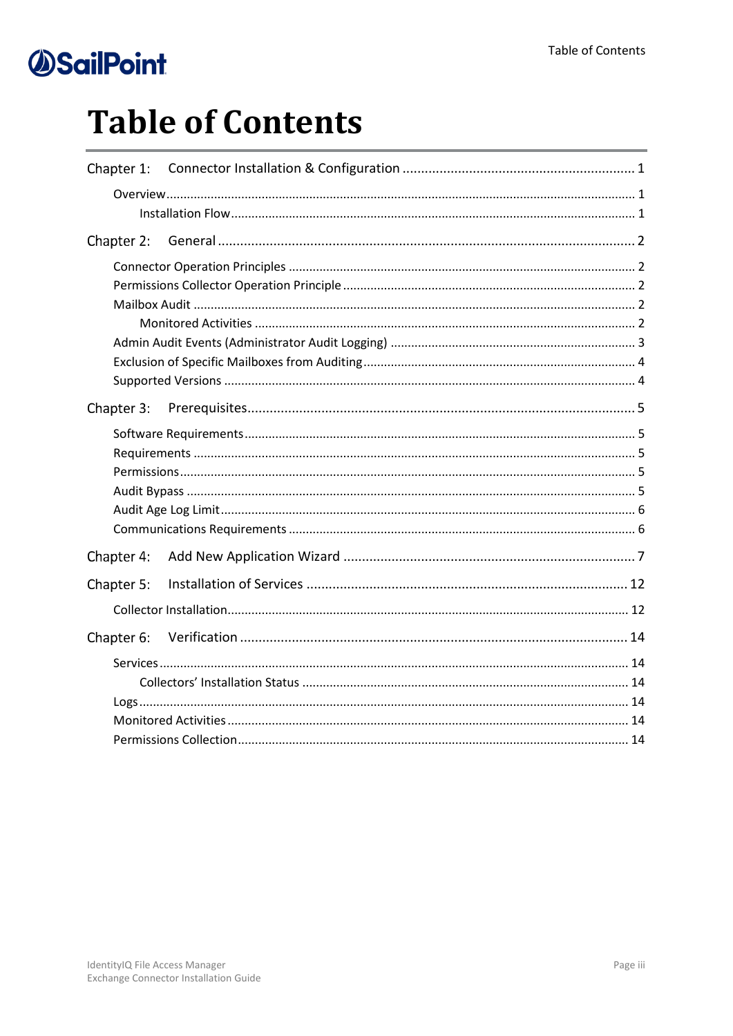# Table of Contents

- Chapter 1: Connector Installation & Configuration ..... 1
  - Overview ..... 1
    - Installation Flow ..... 1
- Chapter 2: General ..... 2
  - Connector Operation Principles ..... 2
  - Permissions Collector Operation Principle ..... 2
  - Mailbox Audit ..... 2
    - Monitored Activities ..... 2
  - Admin Audit Events (Administrator Audit Logging) ..... 3
  - Exclusion of Specific Mailboxes from Auditing ..... 4
  - Supported Versions ..... 4
- Chapter 3: Prerequisites ..... 5
  - Software Requirements ..... 5
  - Requirements ..... 5
  - Permissions ..... 5
  - Audit Bypass ..... 5
  - Audit Age Log Limit ..... 6
  - Communications Requirements ..... 6
- Chapter 4: Add New Application Wizard ..... 7
- Chapter 5: Installation of Services ..... 12
  - Collector Installation ..... 12
- Chapter 6: Verification ..... 14
  - Services ..... 14
    - Collectors' Installation Status ..... 14
  - Logs ..... 14
  - Monitored Activities ..... 14
  - Permissions Collection ..... 14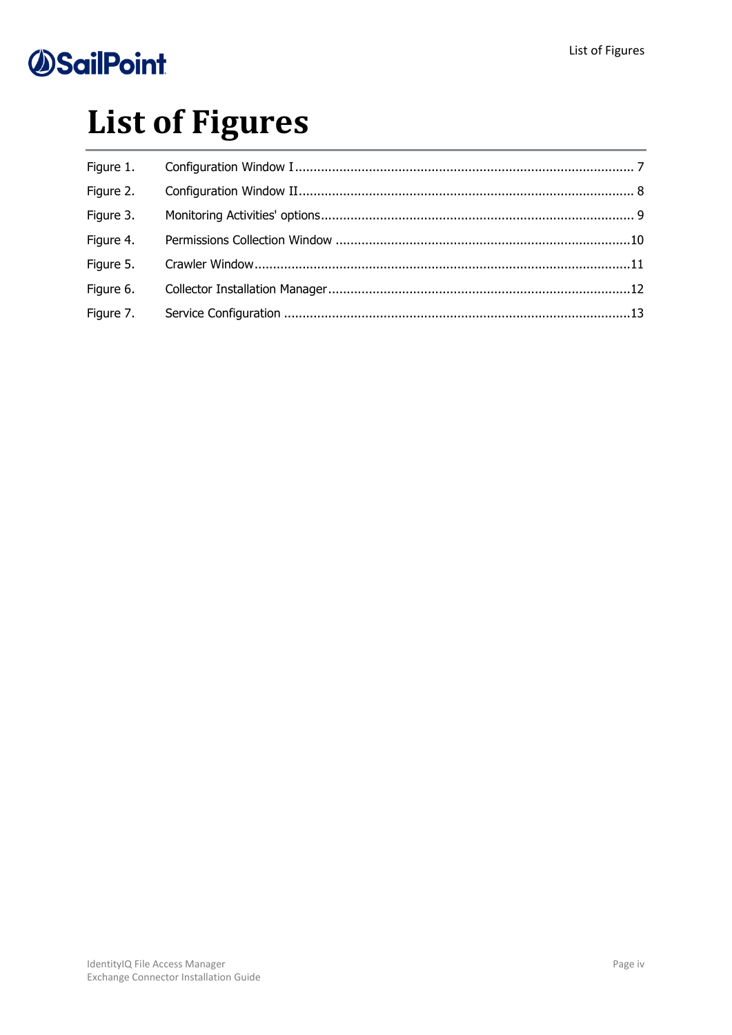# List of Figures

Figure 1. Configuration Window I ............................................................ 7

Figure 2. Configuration Window II ........................................................... 8

Figure 3. Monitoring Activities' options ................................................... 9

Figure 4. Permissions Collection Window ............................................... 10

Figure 5. Crawler Window ..................................................................... 11

Figure 6. Collector Installation Manager ................................................. 12

Figure 7. Service Configuration ............................................................. 13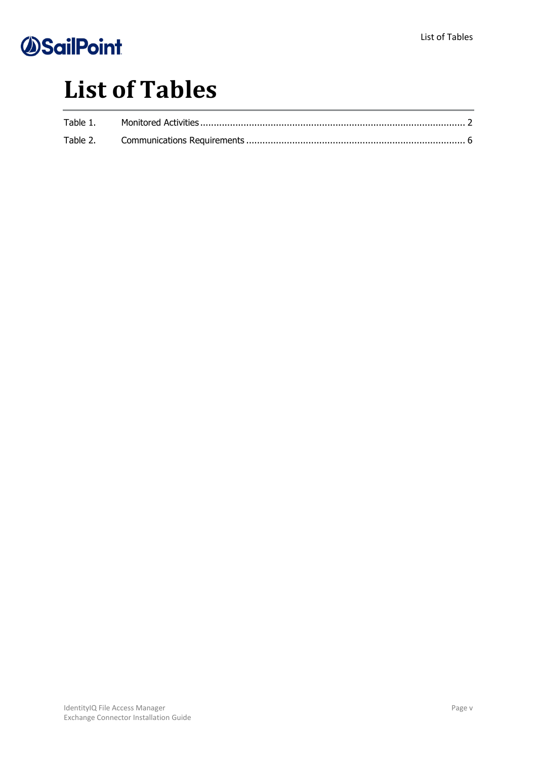# List of Tables

Table 1. Monitored Activities ............................................................................................... 2

Table 2. Communications Requirements ............................................................................... 6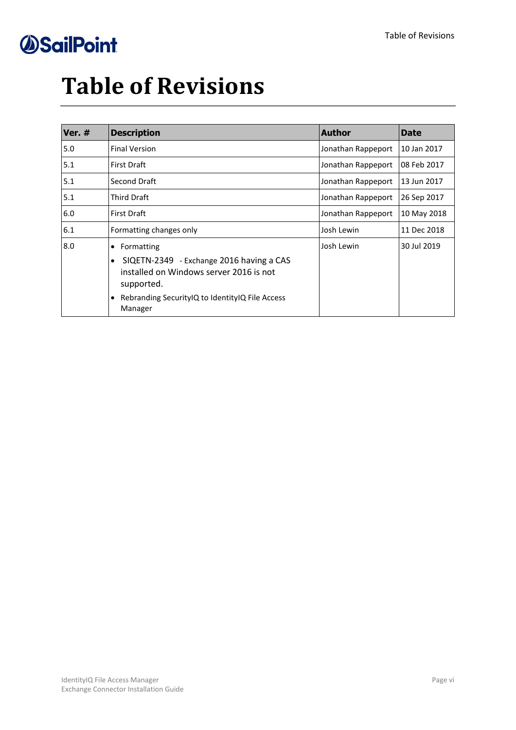# Table of Revisions

| Ver. # | Description | Author | Date |
|---|---|---|---|
| 5.0 | Final Version | Jonathan Rappeport | 10 Jan 2017 |
| 5.1 | First Draft | Jonathan Rappeport | 08 Feb 2017 |
| 5.1 | Second Draft | Jonathan Rappeport | 13 Jun 2017 |
| 5.1 | Third Draft | Jonathan Rappeport | 26 Sep 2017 |
| 6.0 | First Draft | Jonathan Rappeport | 10 May 2018 |
| 6.1 | Formatting changes only | Josh Lewin | 11 Dec 2018 |
| 8.0 | • Formatting<br>• SIQETN-2349 - Exchange 2016 having a CAS installed on Windows server 2016 is not supported.<br>• Rebranding SecurityIQ to IdentityIQ File Access Manager | Josh Lewin | 30 Jul 2019 |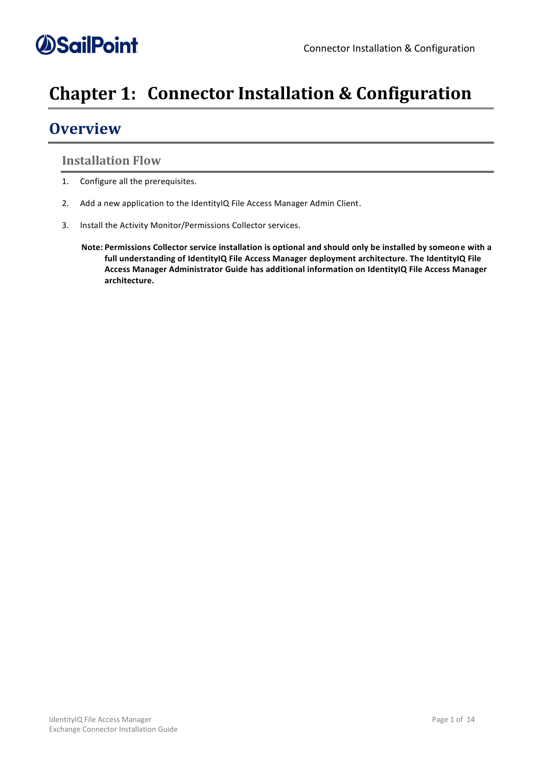# Chapter 1: Connector Installation & Configuration

## Overview

### Installation Flow

1. Configure all the prerequisites.
2. Add a new application to the IdentityIQ File Access Manager Admin Client.
3. Install the Activity Monitor/Permissions Collector services.

**Note: Permissions Collector service installation is optional and should only be installed by someone with a full understanding of IdentityIQ File Access Manager deployment architecture. The IdentityIQ File Access Manager Administrator Guide has additional information on IdentityIQ File Access Manager architecture.**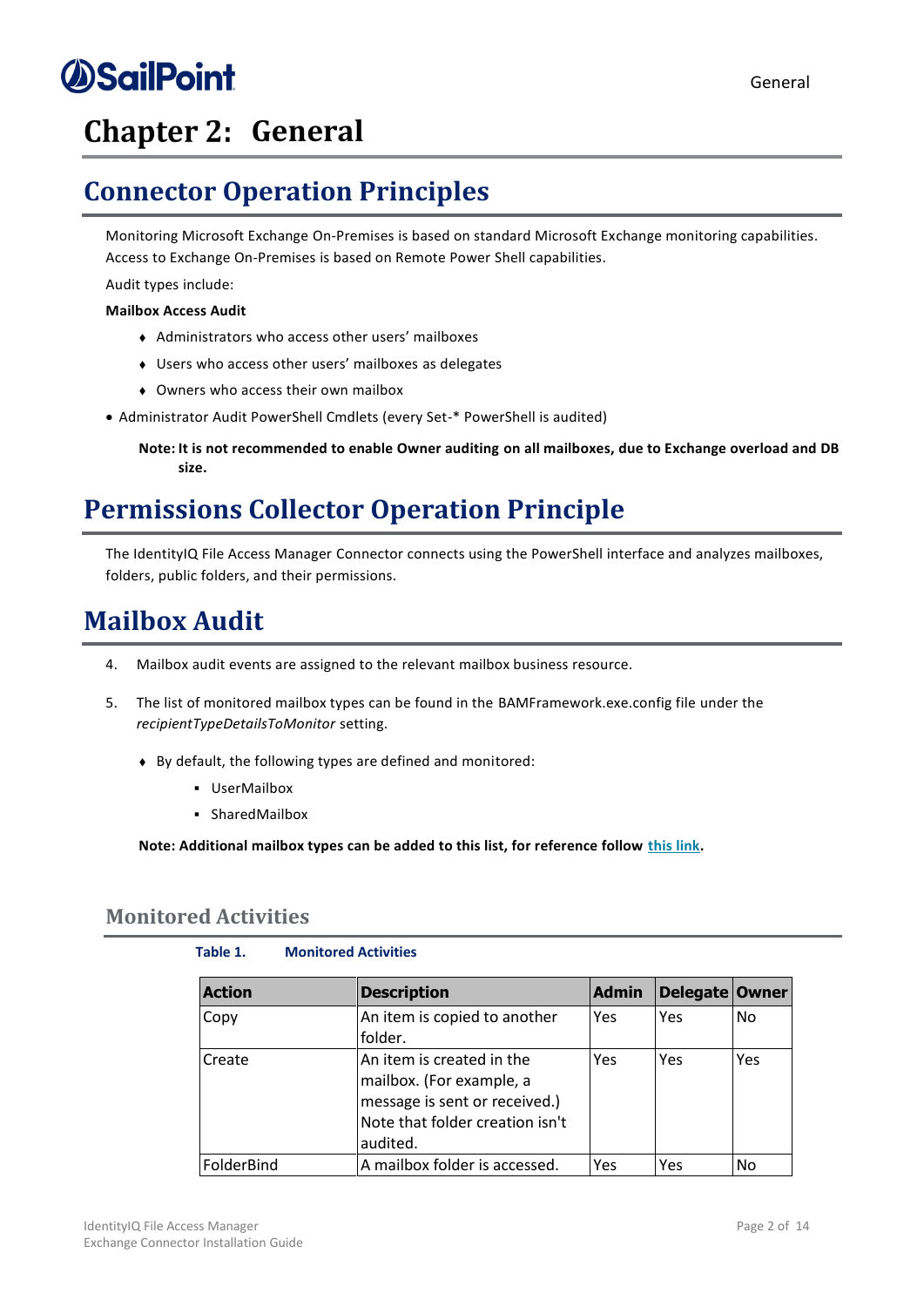# Chapter 2: General

## Connector Operation Principles

Monitoring Microsoft Exchange On-Premises is based on standard Microsoft Exchange monitoring capabilities. Access to Exchange On-Premises is based on Remote Power Shell capabilities.

Audit types include:

**Mailbox Access Audit**

- Administrators who access other users' mailboxes
- Users who access other users' mailboxes as delegates
- Owners who access their own mailbox

- Administrator Audit PowerShell Cmdlets (every Set-* PowerShell is audited)

**Note: It is not recommended to enable Owner auditing on all mailboxes, due to Exchange overload and DB size.**

## Permissions Collector Operation Principle

The IdentityIQ File Access Manager Connector connects using the PowerShell interface and analyzes mailboxes, folders, public folders, and their permissions.

## Mailbox Audit

4. Mailbox audit events are assigned to the relevant mailbox business resource.

5. The list of monitored mailbox types can be found in the BAMFramework.exe.config file under the *recipientTypeDetailsToMonitor* setting.

   - By default, the following types are defined and monitored:
     - UserMailbox
     - SharedMailbox

**Note: Additional mailbox types can be added to this list, for reference follow this link.**

### Monitored Activities

**Table 1. Monitored Activities**

| Action | Description | Admin | Delegate | Owner |
|---|---|---|---|---|
| Copy | An item is copied to another folder. | Yes | Yes | No |
| Create | An item is created in the mailbox. (For example, a message is sent or received.) Note that folder creation isn't audited. | Yes | Yes | Yes |
| FolderBind | A mailbox folder is accessed. | Yes | Yes | No |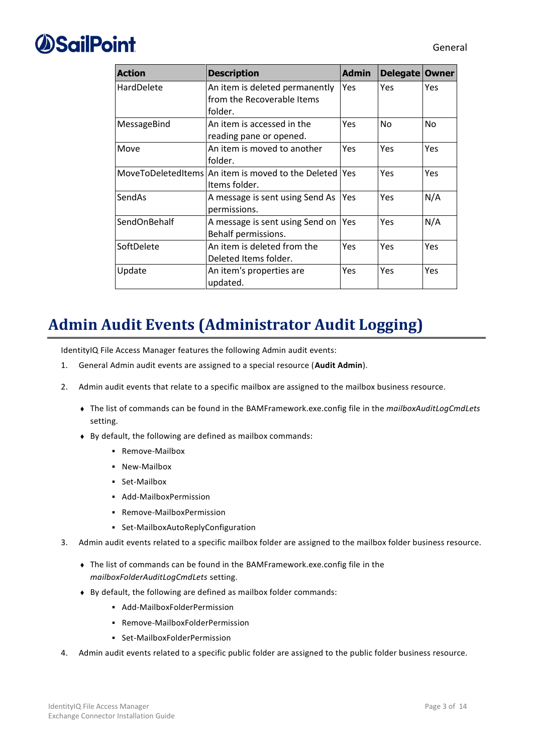| Action | Description | Admin | Delegate | Owner |
| --- | --- | --- | --- | --- |
| HardDelete | An item is deleted permanently from the Recoverable Items folder. | Yes | Yes | Yes |
| MessageBind | An item is accessed in the reading pane or opened. | Yes | No | No |
| Move | An item is moved to another folder. | Yes | Yes | Yes |
| MoveToDeletedItems | An item is moved to the Deleted Items folder. | Yes | Yes | Yes |
| SendAs | A message is sent using Send As permissions. | Yes | Yes | N/A |
| SendOnBehalf | A message is sent using Send on Behalf permissions. | Yes | Yes | N/A |
| SoftDelete | An item is deleted from the Deleted Items folder. | Yes | Yes | Yes |
| Update | An item's properties are updated. | Yes | Yes | Yes |

# Admin Audit Events (Administrator Audit Logging)

IdentityIQ File Access Manager features the following Admin audit events:

1. General Admin audit events are assigned to a special resource (**Audit Admin**).
2. Admin audit events that relate to a specific mailbox are assigned to the mailbox business resource.
   - The list of commands can be found in the BAMFramework.exe.config file in the *mailboxAuditLogCmdLets* setting.
   - By default, the following are defined as mailbox commands:
     - Remove-Mailbox
     - New-Mailbox
     - Set-Mailbox
     - Add-MailboxPermission
     - Remove-MailboxPermission
     - Set-MailboxAutoReplyConfiguration
3. Admin audit events related to a specific mailbox folder are assigned to the mailbox folder business resource.
   - The list of commands can be found in the BAMFramework.exe.config file in the *mailboxFolderAuditLogCmdLets* setting.
   - By default, the following are defined as mailbox folder commands:
     - Add-MailboxFolderPermission
     - Remove-MailboxFolderPermission
     - Set-MailboxFolderPermission
4. Admin audit events related to a specific public folder are assigned to the public folder business resource.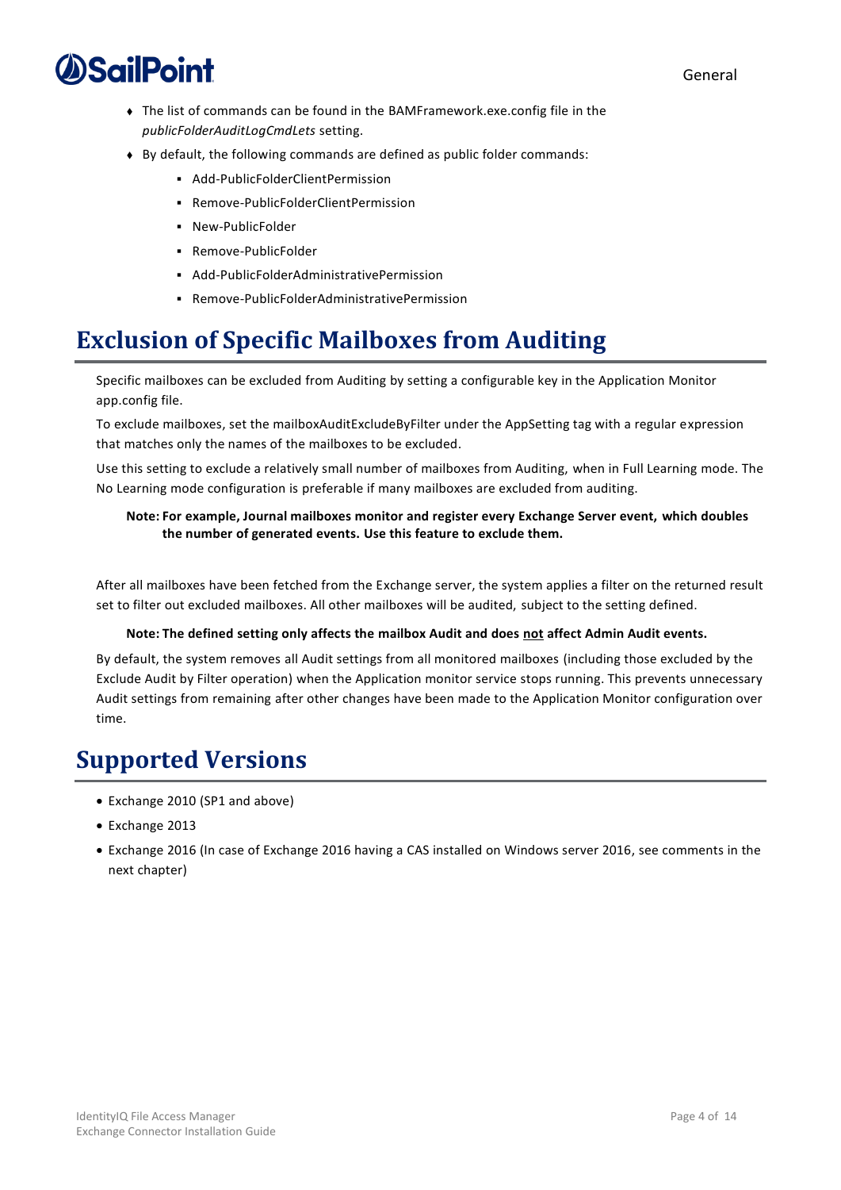- The list of commands can be found in the BAMFramework.exe.config file in the *publicFolderAuditLogCmdLets* setting.
- By default, the following commands are defined as public folder commands:
  - Add-PublicFolderClientPermission
  - Remove-PublicFolderClientPermission
  - New-PublicFolder
  - Remove-PublicFolder
  - Add-PublicFolderAdministrativePermission
  - Remove-PublicFolderAdministrativePermission

# Exclusion of Specific Mailboxes from Auditing

Specific mailboxes can be excluded from Auditing by setting a configurable key in the Application Monitor app.config file.

To exclude mailboxes, set the mailboxAuditExcludeByFilter under the AppSetting tag with a regular expression that matches only the names of the mailboxes to be excluded.

Use this setting to exclude a relatively small number of mailboxes from Auditing, when in Full Learning mode. The No Learning mode configuration is preferable if many mailboxes are excluded from auditing.

**Note: For example, Journal mailboxes monitor and register every Exchange Server event, which doubles the number of generated events. Use this feature to exclude them.**

After all mailboxes have been fetched from the Exchange server, the system applies a filter on the returned result set to filter out excluded mailboxes. All other mailboxes will be audited, subject to the setting defined.

**Note: The defined setting only affects the mailbox Audit and does <u>not</u> affect Admin Audit events.**

By default, the system removes all Audit settings from all monitored mailboxes (including those excluded by the Exclude Audit by Filter operation) when the Application monitor service stops running. This prevents unnecessary Audit settings from remaining after other changes have been made to the Application Monitor configuration over time.

# Supported Versions

- Exchange 2010 (SP1 and above)
- Exchange 2013
- Exchange 2016 (In case of Exchange 2016 having a CAS installed on Windows server 2016, see comments in the next chapter)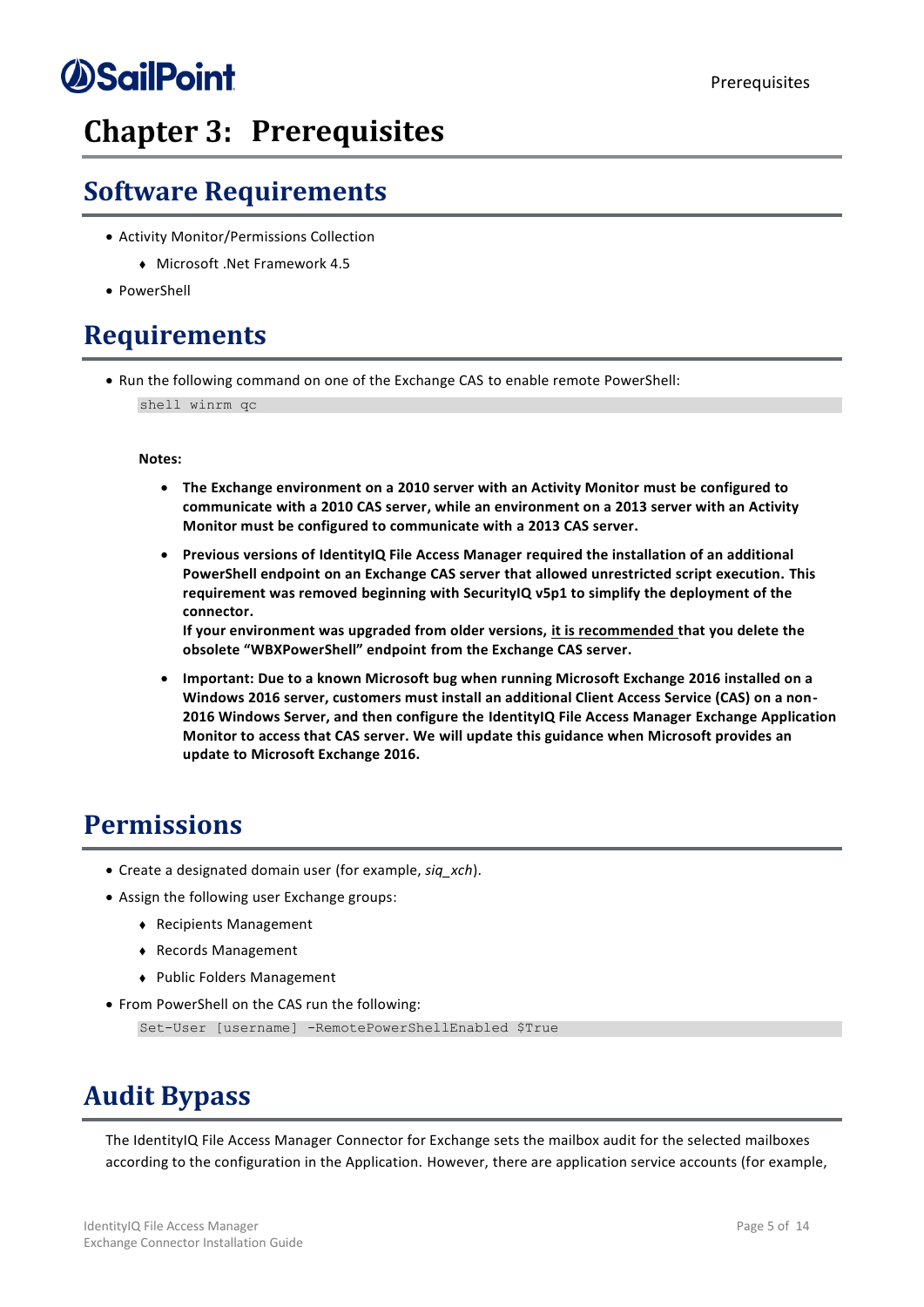# Chapter 3: Prerequisites

## Software Requirements

- Activity Monitor/Permissions Collection
  - Microsoft .Net Framework 4.5
- PowerShell

## Requirements

- Run the following command on one of the Exchange CAS to enable remote PowerShell:

```
shell winrm qc
```

**Notes:**

- **The Exchange environment on a 2010 server with an Activity Monitor must be configured to communicate with a 2010 CAS server, while an environment on a 2013 server with an Activity Monitor must be configured to communicate with a 2013 CAS server.**
- **Previous versions of IdentityIQ File Access Manager required the installation of an additional PowerShell endpoint on an Exchange CAS server that allowed unrestricted script execution. This requirement was removed beginning with SecurityIQ v5p1 to simplify the deployment of the connector.**
  **If your environment was upgraded from older versions, it is recommended that you delete the obsolete "WBXPowerShell" endpoint from the Exchange CAS server.**
- **Important: Due to a known Microsoft bug when running Microsoft Exchange 2016 installed on a Windows 2016 server, customers must install an additional Client Access Service (CAS) on a non-2016 Windows Server, and then configure the IdentityIQ File Access Manager Exchange Application Monitor to access that CAS server. We will update this guidance when Microsoft provides an update to Microsoft Exchange 2016.**

## Permissions

- Create a designated domain user (for example, *siq_xch*).
- Assign the following user Exchange groups:
  - Recipients Management
  - Records Management
  - Public Folders Management
- From PowerShell on the CAS run the following:

```
Set-User [username] -RemotePowerShellEnabled $True
```

## Audit Bypass

The IdentityIQ File Access Manager Connector for Exchange sets the mailbox audit for the selected mailboxes according to the configuration in the Application. However, there are application service accounts (for example,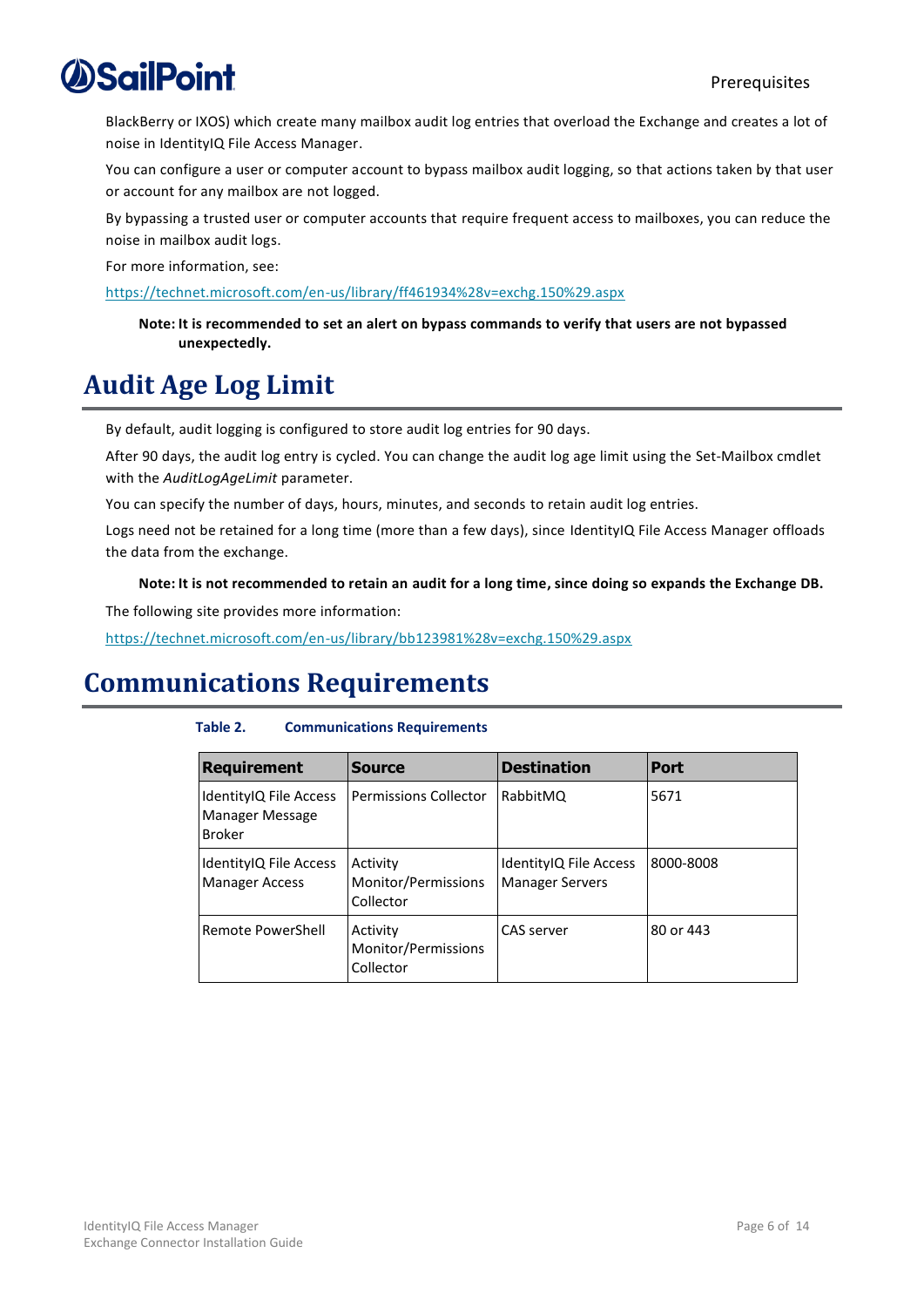BlackBerry or IXOS) which create many mailbox audit log entries that overload the Exchange and creates a lot of noise in IdentityIQ File Access Manager.

You can configure a user or computer account to bypass mailbox audit logging, so that actions taken by that user or account for any mailbox are not logged.

By bypassing a trusted user or computer accounts that require frequent access to mailboxes, you can reduce the noise in mailbox audit logs.

For more information, see:

https://technet.microsoft.com/en-us/library/ff461934%28v=exchg.150%29.aspx

> **Note: It is recommended to set an alert on bypass commands to verify that users are not bypassed unexpectedly.**

# Audit Age Log Limit

By default, audit logging is configured to store audit log entries for 90 days.

After 90 days, the audit log entry is cycled. You can change the audit log age limit using the Set-Mailbox cmdlet with the *AuditLogAgeLimit* parameter.

You can specify the number of days, hours, minutes, and seconds to retain audit log entries.

Logs need not be retained for a long time (more than a few days), since IdentityIQ File Access Manager offloads the data from the exchange.

> **Note: It is not recommended to retain an audit for a long time, since doing so expands the Exchange DB.**

The following site provides more information:

https://technet.microsoft.com/en-us/library/bb123981%28v=exchg.150%29.aspx

# Communications Requirements

**Table 2. Communications Requirements**

| Requirement | Source | Destination | Port |
|---|---|---|---|
| IdentityIQ File Access Manager Message Broker | Permissions Collector | RabbitMQ | 5671 |
| IdentityIQ File Access Manager Access | Activity Monitor/Permissions Collector | IdentityIQ File Access Manager Servers | 8000-8008 |
| Remote PowerShell | Activity Monitor/Permissions Collector | CAS server | 80 or 443 |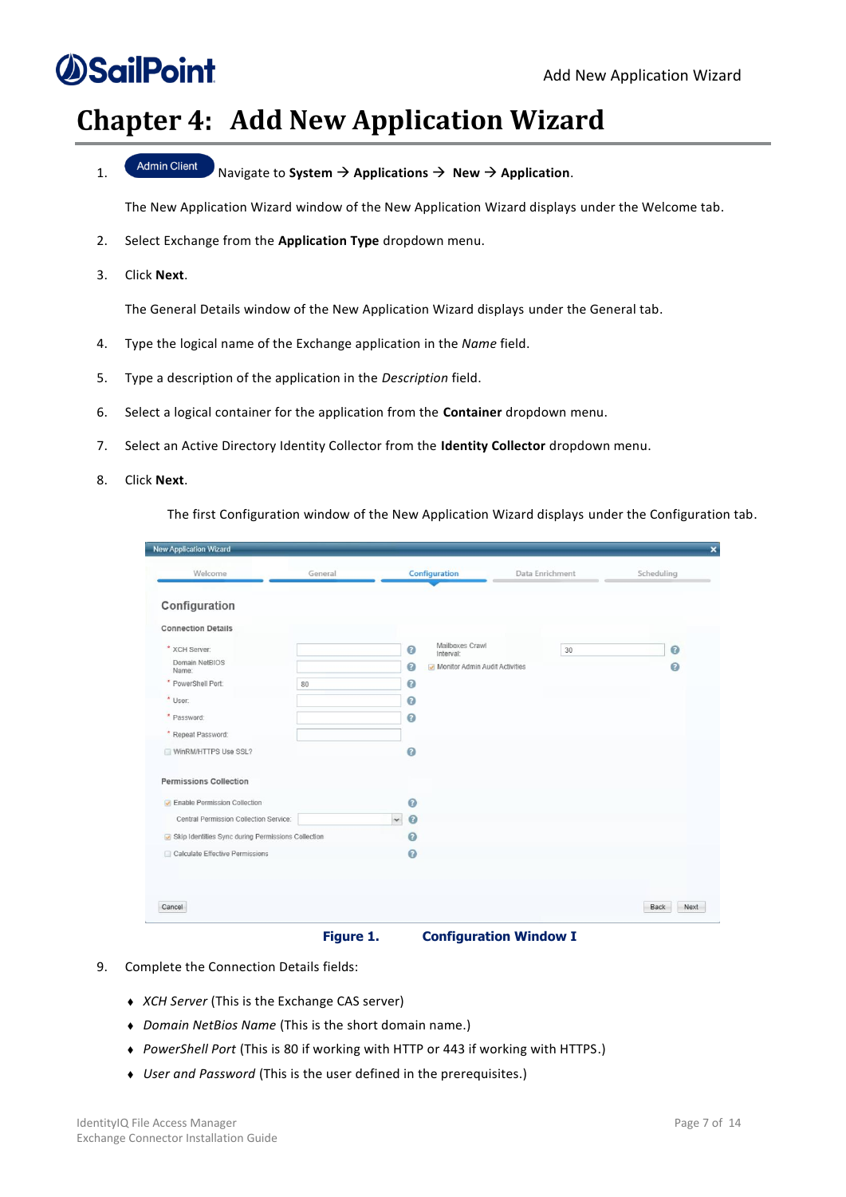# Chapter 4: Add New Application Wizard

1. Admin Client Navigate to **System** → **Applications** → **New** → **Application**.

   The New Application Wizard window of the New Application Wizard displays under the Welcome tab.

2. Select Exchange from the **Application Type** dropdown menu.

3. Click **Next**.

   The General Details window of the New Application Wizard displays under the General tab.

4. Type the logical name of the Exchange application in the *Name* field.

5. Type a description of the application in the *Description* field.

6. Select a logical container for the application from the **Container** dropdown menu.

7. Select an Active Directory Identity Collector from the **Identity Collector** dropdown menu.

8. Click **Next**.

   The first Configuration window of the New Application Wizard displays under the Configuration tab.

**Figure 1. Configuration Window I**

9. Complete the Connection Details fields:

   - *XCH Server* (This is the Exchange CAS server)
   - *Domain NetBios Name* (This is the short domain name.)
   - *PowerShell Port* (This is 80 if working with HTTP or 443 if working with HTTPS.)
   - *User and Password* (This is the user defined in the prerequisites.)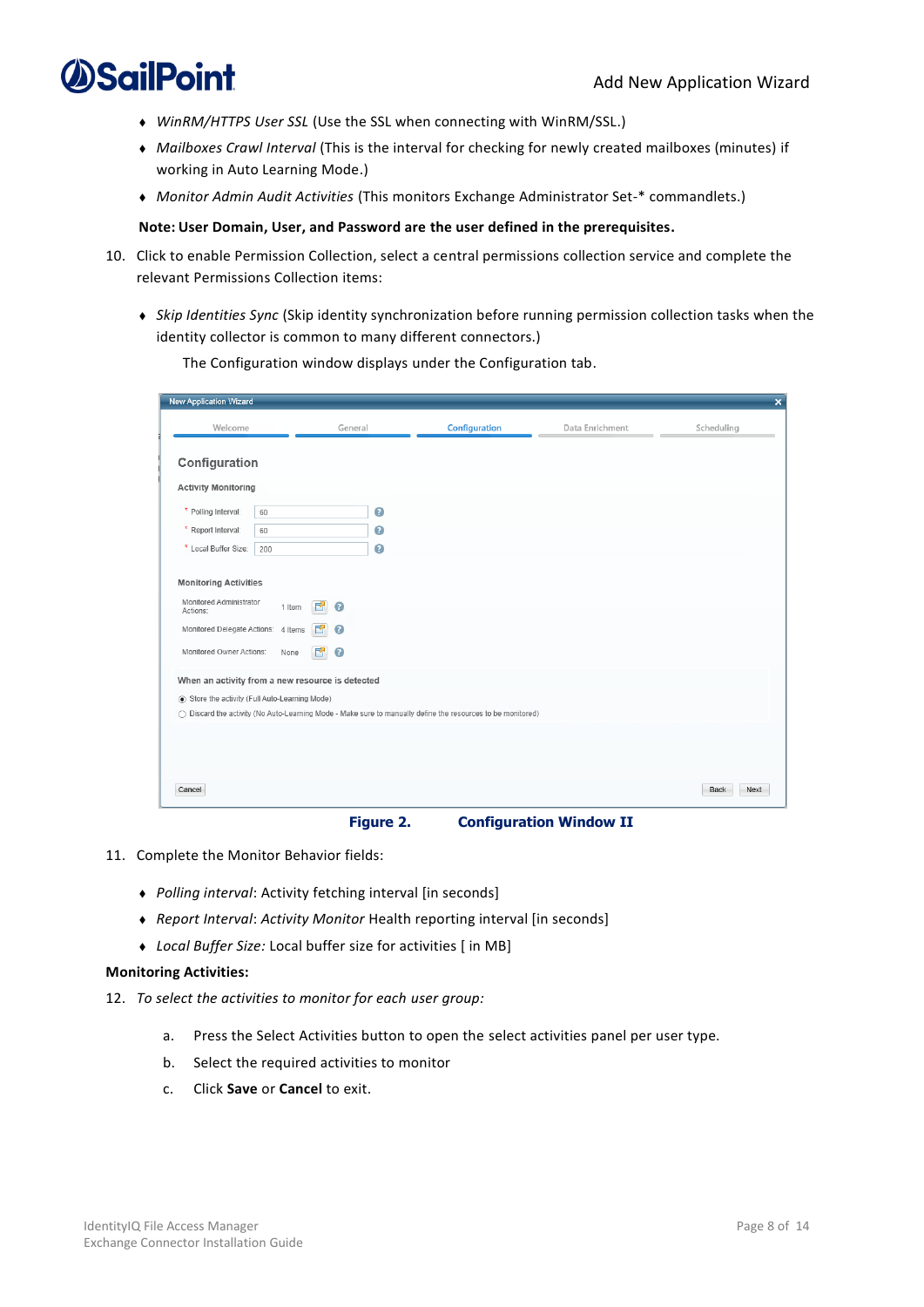- *WinRM/HTTPS User SSL* (Use the SSL when connecting with WinRM/SSL.)
- *Mailboxes Crawl Interval* (This is the interval for checking for newly created mailboxes (minutes) if working in Auto Learning Mode.)
- *Monitor Admin Audit Activities* (This monitors Exchange Administrator Set-* commandlets.)

**Note: User Domain, User, and Password are the user defined in the prerequisites.**

10. Click to enable Permission Collection, select a central permissions collection service and complete the relevant Permissions Collection items:

    - *Skip Identities Sync* (Skip identity synchronization before running permission collection tasks when the identity collector is common to many different connectors.)

    The Configuration window displays under the Configuration tab.

**Figure 2. Configuration Window II**

11. Complete the Monitor Behavior fields:

    - *Polling interval*: Activity fetching interval [in seconds]
    - *Report Interval*: *Activity Monitor* Health reporting interval [in seconds]
    - *Local Buffer Size:* Local buffer size for activities [ in MB]

**Monitoring Activities:**

12. *To select the activities to monitor for each user group:*

    a. Press the Select Activities button to open the select activities panel per user type.

    b. Select the required activities to monitor

    c. Click **Save** or **Cancel** to exit.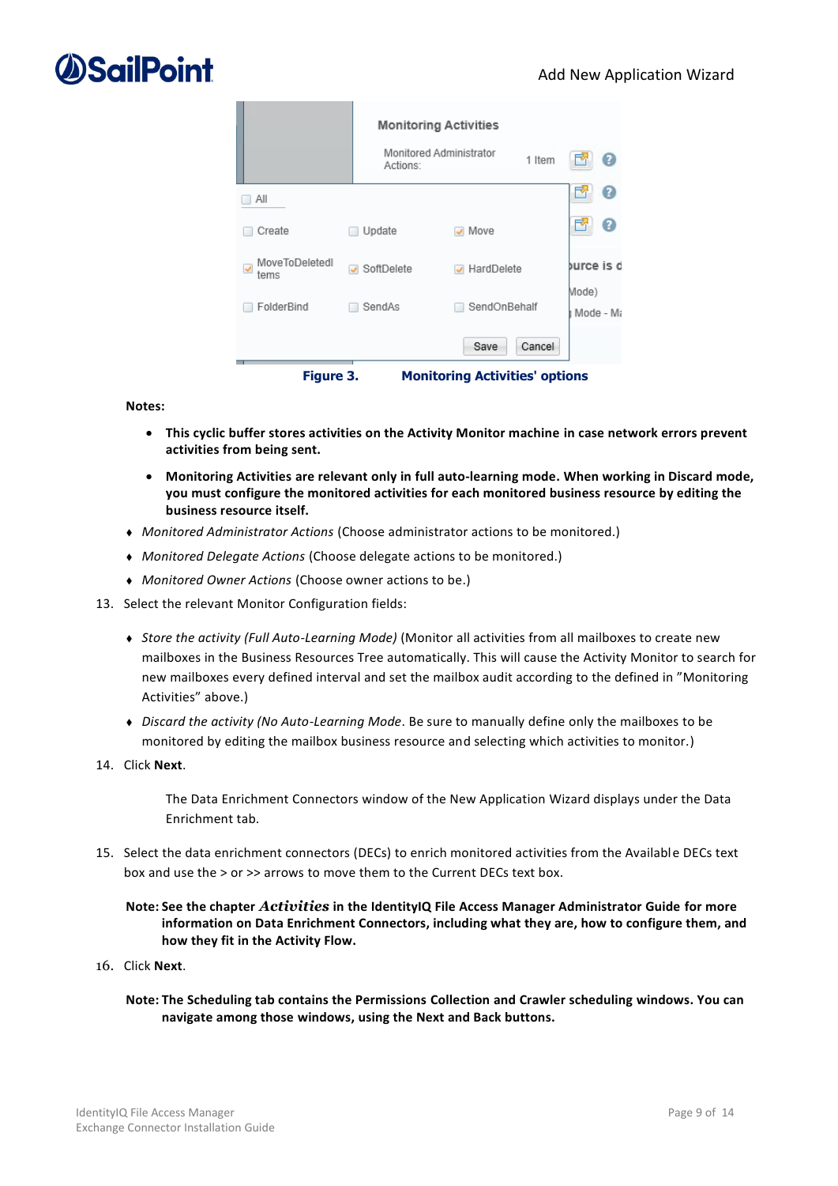**Figure 3. Monitoring Activities' options**

**Notes:**

- **This cyclic buffer stores activities on the Activity Monitor machine in case network errors prevent activities from being sent.**
- **Monitoring Activities are relevant only in full auto-learning mode. When working in Discard mode, you must configure the monitored activities for each monitored business resource by editing the business resource itself.**

- *Monitored Administrator Actions* (Choose administrator actions to be monitored.)
- *Monitored Delegate Actions* (Choose delegate actions to be monitored.)
- *Monitored Owner Actions* (Choose owner actions to be.)

13. Select the relevant Monitor Configuration fields:

    - *Store the activity (Full Auto-Learning Mode)* (Monitor all activities from all mailboxes to create new mailboxes in the Business Resources Tree automatically. This will cause the Activity Monitor to search for new mailboxes every defined interval and set the mailbox audit according to the defined in "Monitoring Activities" above.)
    - *Discard the activity (No Auto-Learning Mode*. Be sure to manually define only the mailboxes to be monitored by editing the mailbox business resource and selecting which activities to monitor.)

14. Click **Next**.

    The Data Enrichment Connectors window of the New Application Wizard displays under the Data Enrichment tab.

15. Select the data enrichment connectors (DECs) to enrich monitored activities from the Available DECs text box and use the > or >> arrows to move them to the Current DECs text box.

    **Note: See the chapter *Activities* in the IdentityIQ File Access Manager Administrator Guide for more information on Data Enrichment Connectors, including what they are, how to configure them, and how they fit in the Activity Flow.**

16. Click **Next**.

    **Note: The Scheduling tab contains the Permissions Collection and Crawler scheduling windows. You can navigate among those windows, using the Next and Back buttons.**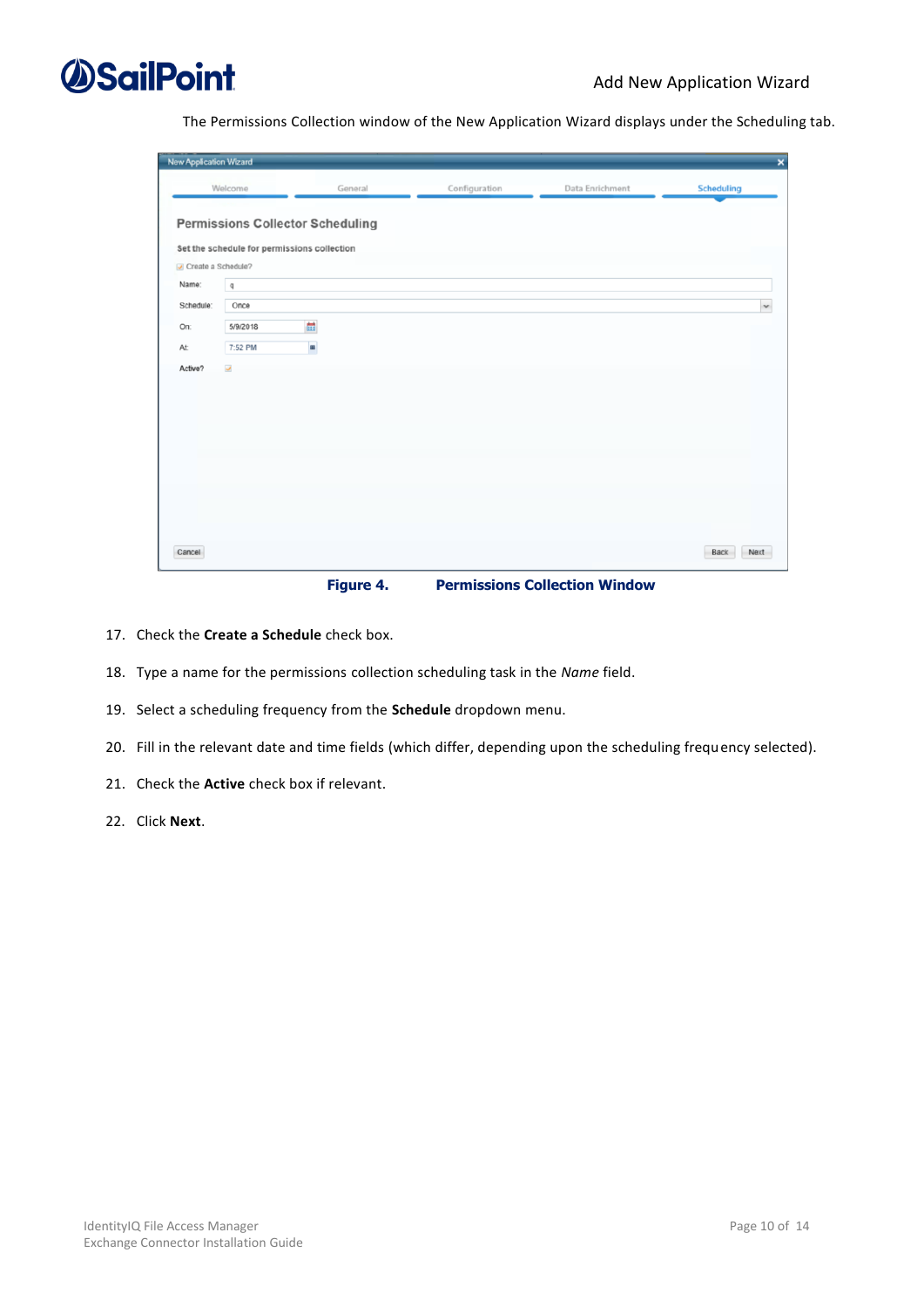The Permissions Collection window of the New Application Wizard displays under the Scheduling tab.

Figure 4. Permissions Collection Window

17. Check the **Create a Schedule** check box.
18. Type a name for the permissions collection scheduling task in the *Name* field.
19. Select a scheduling frequency from the **Schedule** dropdown menu.
20. Fill in the relevant date and time fields (which differ, depending upon the scheduling frequency selected).
21. Check the **Active** check box if relevant.
22. Click **Next**.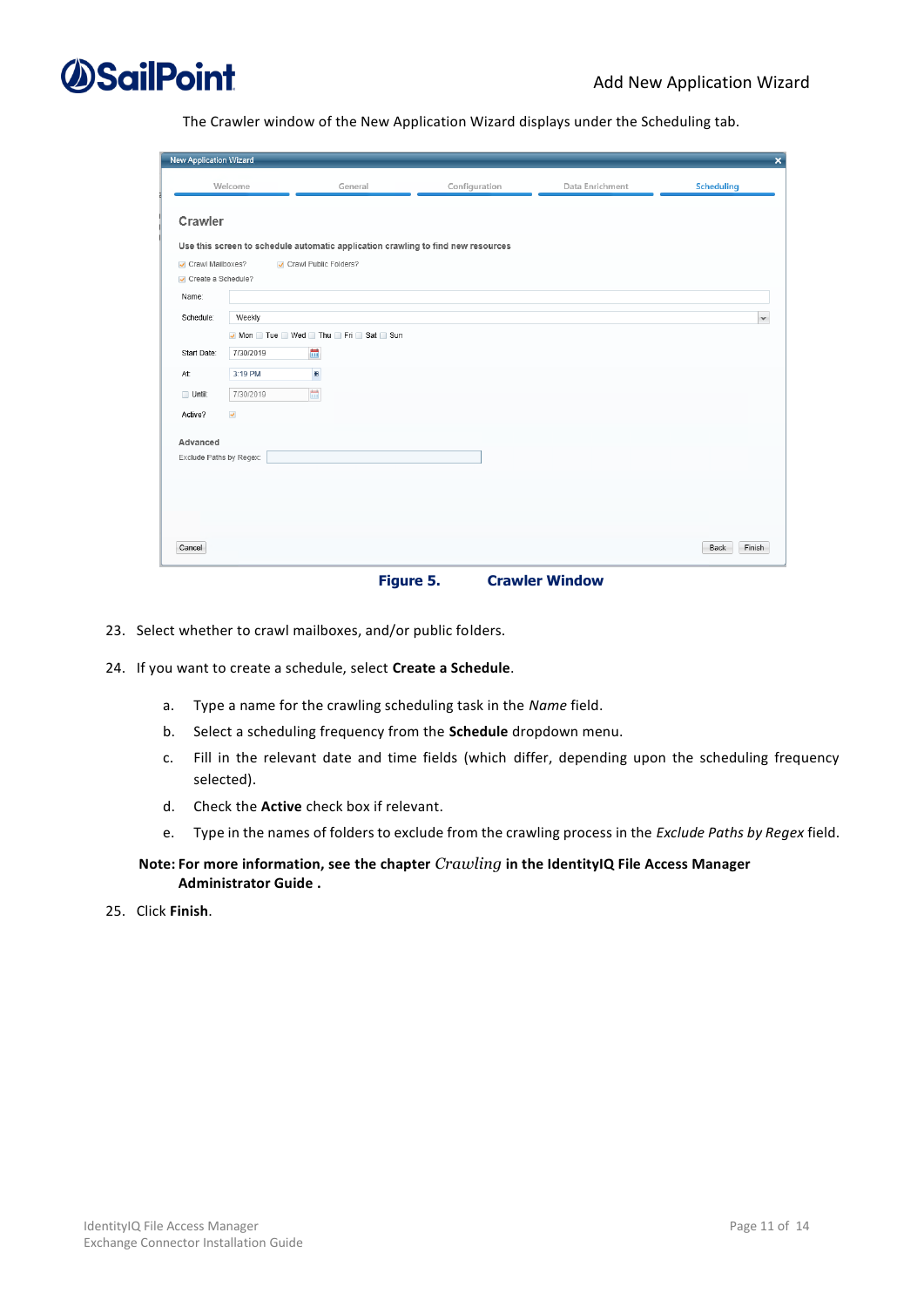The Crawler window of the New Application Wizard displays under the Scheduling tab.

**Figure 5. Crawler Window**

23. Select whether to crawl mailboxes, and/or public folders.
24. If you want to create a schedule, select **Create a Schedule**.
    a. Type a name for the crawling scheduling task in the *Name* field.
    b. Select a scheduling frequency from the **Schedule** dropdown menu.
    c. Fill in the relevant date and time fields (which differ, depending upon the scheduling frequency selected).
    d. Check the **Active** check box if relevant.
    e. Type in the names of folders to exclude from the crawling process in the *Exclude Paths by Regex* field.

**Note: For more information, see the chapter *Crawling* in the IdentityIQ File Access Manager Administrator Guide .**

25. Click **Finish**.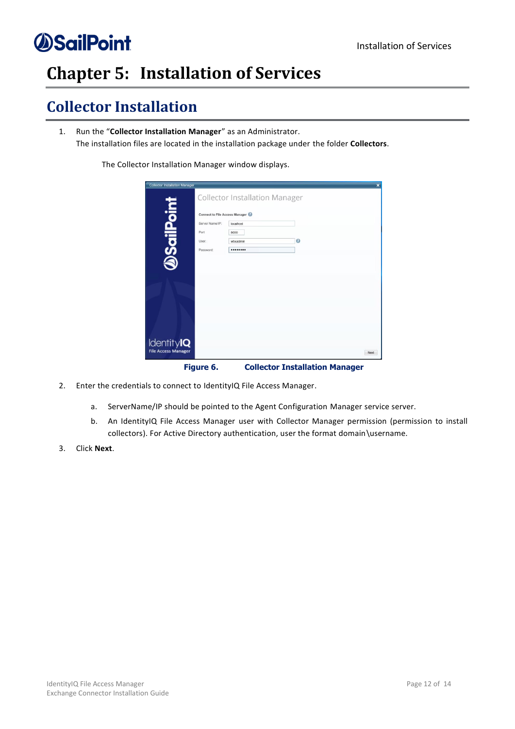# Chapter 5: Installation of Services

## Collector Installation

1. Run the "**Collector Installation Manager**" as an Administrator.
   The installation files are located in the installation package under the folder **Collectors**.

   The Collector Installation Manager window displays.

   **Figure 6. Collector Installation Manager**

2. Enter the credentials to connect to IdentityIQ File Access Manager.

   a. ServerName/IP should be pointed to the Agent Configuration Manager service server.

   b. An IdentityIQ File Access Manager user with Collector Manager permission (permission to install collectors). For Active Directory authentication, user the format domain\username.

3. Click **Next**.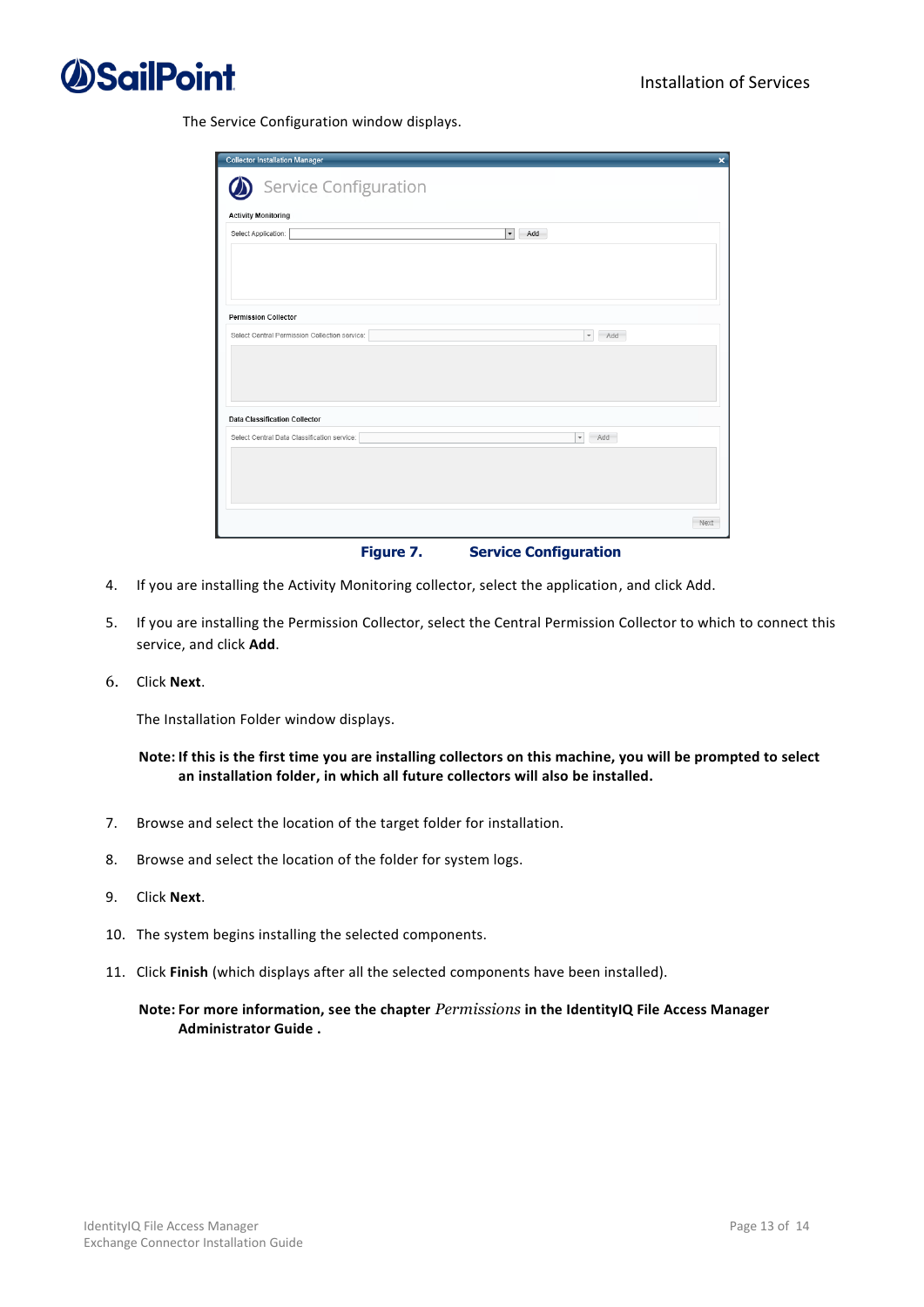The Service Configuration window displays.

Figure 7. Service Configuration

4. If you are installing the Activity Monitoring collector, select the application, and click Add.
5. If you are installing the Permission Collector, select the Central Permission Collector to which to connect this service, and click **Add**.
6. Click **Next**.

   The Installation Folder window displays.

   **Note: If this is the first time you are installing collectors on this machine, you will be prompted to select an installation folder, in which all future collectors will also be installed.**

7. Browse and select the location of the target folder for installation.
8. Browse and select the location of the folder for system logs.
9. Click **Next**.
10. The system begins installing the selected components.
11. Click **Finish** (which displays after all the selected components have been installed).

**Note: For more information, see the chapter *Permissions* in the IdentityIQ File Access Manager Administrator Guide .**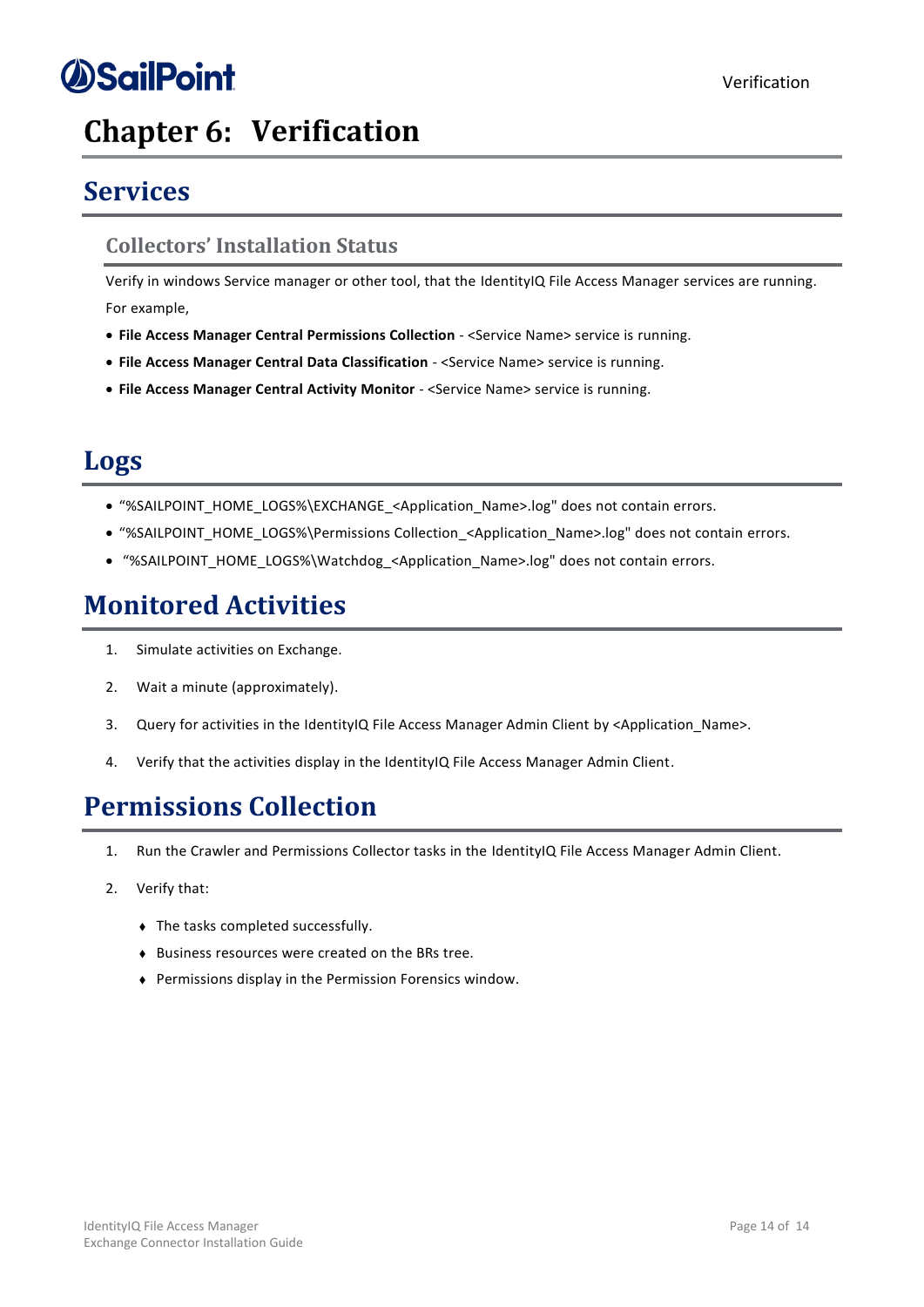# Chapter 6: Verification

## Services

### Collectors' Installation Status

Verify in windows Service manager or other tool, that the IdentityIQ File Access Manager services are running.

For example,

- **File Access Manager Central Permissions Collection** - <Service Name> service is running.
- **File Access Manager Central Data Classification** - <Service Name> service is running.
- **File Access Manager Central Activity Monitor** - <Service Name> service is running.

## Logs

- "%SAILPOINT_HOME_LOGS%\EXCHANGE_<Application_Name>.log" does not contain errors.
- "%SAILPOINT_HOME_LOGS%\Permissions Collection_<Application_Name>.log" does not contain errors.
- "%SAILPOINT_HOME_LOGS%\Watchdog_<Application_Name>.log" does not contain errors.

## Monitored Activities

1. Simulate activities on Exchange.
2. Wait a minute (approximately).
3. Query for activities in the IdentityIQ File Access Manager Admin Client by <Application_Name>.
4. Verify that the activities display in the IdentityIQ File Access Manager Admin Client.

## Permissions Collection

1. Run the Crawler and Permissions Collector tasks in the IdentityIQ File Access Manager Admin Client.
2. Verify that:
   - The tasks completed successfully.
   - Business resources were created on the BRs tree.
   - Permissions display in the Permission Forensics window.